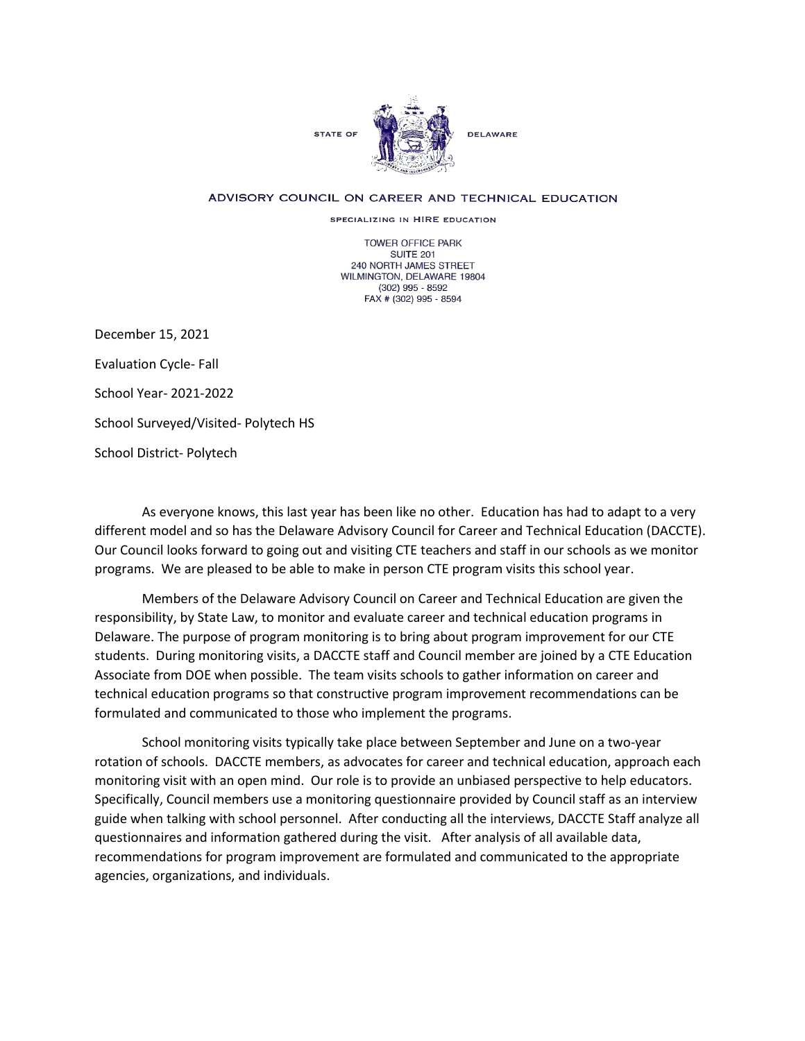STATE OF DELAWARE

ADVISORY COUNCIL ON CAREER AND TECHNICAL EDUCATION

SPECIALIZING IN HIRE EDUCATION

TOWER OFFICE PARK
SUITE 201
240 NORTH JAMES STREET
WILMINGTON, DELAWARE 19804
(302) 995 - 8592
FAX # (302) 995 - 8594

December 15, 2021

Evaluation Cycle- Fall

School Year- 2021-2022

School Surveyed/Visited- Polytech HS

School District- Polytech

As everyone knows, this last year has been like no other. Education has had to adapt to a very different model and so has the Delaware Advisory Council for Career and Technical Education (DACCTE). Our Council looks forward to going out and visiting CTE teachers and staff in our schools as we monitor programs. We are pleased to be able to make in person CTE program visits this school year.

Members of the Delaware Advisory Council on Career and Technical Education are given the responsibility, by State Law, to monitor and evaluate career and technical education programs in Delaware. The purpose of program monitoring is to bring about program improvement for our CTE students. During monitoring visits, a DACCTE staff and Council member are joined by a CTE Education Associate from DOE when possible. The team visits schools to gather information on career and technical education programs so that constructive program improvement recommendations can be formulated and communicated to those who implement the programs.

School monitoring visits typically take place between September and June on a two-year rotation of schools. DACCTE members, as advocates for career and technical education, approach each monitoring visit with an open mind. Our role is to provide an unbiased perspective to help educators. Specifically, Council members use a monitoring questionnaire provided by Council staff as an interview guide when talking with school personnel. After conducting all the interviews, DACCTE Staff analyze all questionnaires and information gathered during the visit. After analysis of all available data, recommendations for program improvement are formulated and communicated to the appropriate agencies, organizations, and individuals.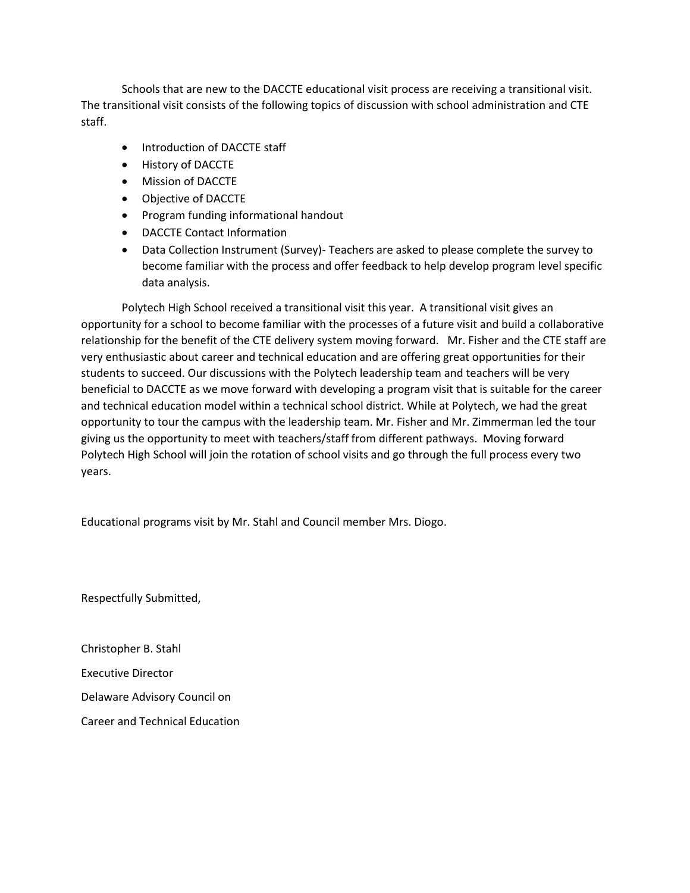Schools that are new to the DACCTE educational visit process are receiving a transitional visit. The transitional visit consists of the following topics of discussion with school administration and CTE staff.

- Introduction of DACCTE staff
- History of DACCTE
- Mission of DACCTE
- Objective of DACCTE
- Program funding informational handout
- DACCTE Contact Information
- Data Collection Instrument (Survey)- Teachers are asked to please complete the survey to become familiar with the process and offer feedback to help develop program level specific data analysis.

Polytech High School received a transitional visit this year. A transitional visit gives an opportunity for a school to become familiar with the processes of a future visit and build a collaborative relationship for the benefit of the CTE delivery system moving forward. Mr. Fisher and the CTE staff are very enthusiastic about career and technical education and are offering great opportunities for their students to succeed. Our discussions with the Polytech leadership team and teachers will be very beneficial to DACCTE as we move forward with developing a program visit that is suitable for the career and technical education model within a technical school district. While at Polytech, we had the great opportunity to tour the campus with the leadership team. Mr. Fisher and Mr. Zimmerman led the tour giving us the opportunity to meet with teachers/staff from different pathways. Moving forward Polytech High School will join the rotation of school visits and go through the full process every two years.

Educational programs visit by Mr. Stahl and Council member Mrs. Diogo.

Respectfully Submitted,

Christopher B. Stahl

Executive Director

Delaware Advisory Council on

Career and Technical Education